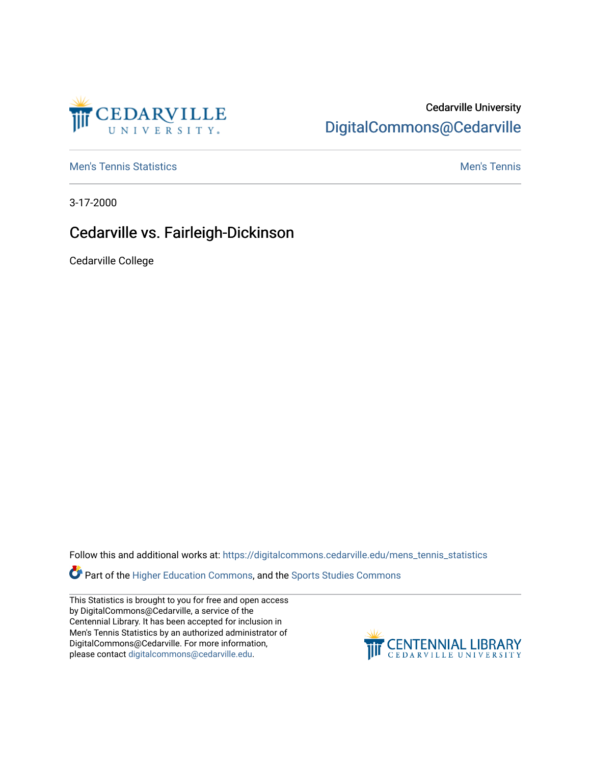Cedarville University

DigitalCommons@Cedarville

Men's Tennis Statistics

Men's Tennis

3-17-2000

# Cedarville vs. Fairleigh-Dickinson

Cedarville College

Follow this and additional works at: https://digitalcommons.cedarville.edu/mens_tennis_statistics

Part of the Higher Education Commons, and the Sports Studies Commons

This Statistics is brought to you for free and open access by DigitalCommons@Cedarville, a service of the Centennial Library. It has been accepted for inclusion in Men's Tennis Statistics by an authorized administrator of DigitalCommons@Cedarville. For more information, please contact digitalcommons@cedarville.edu.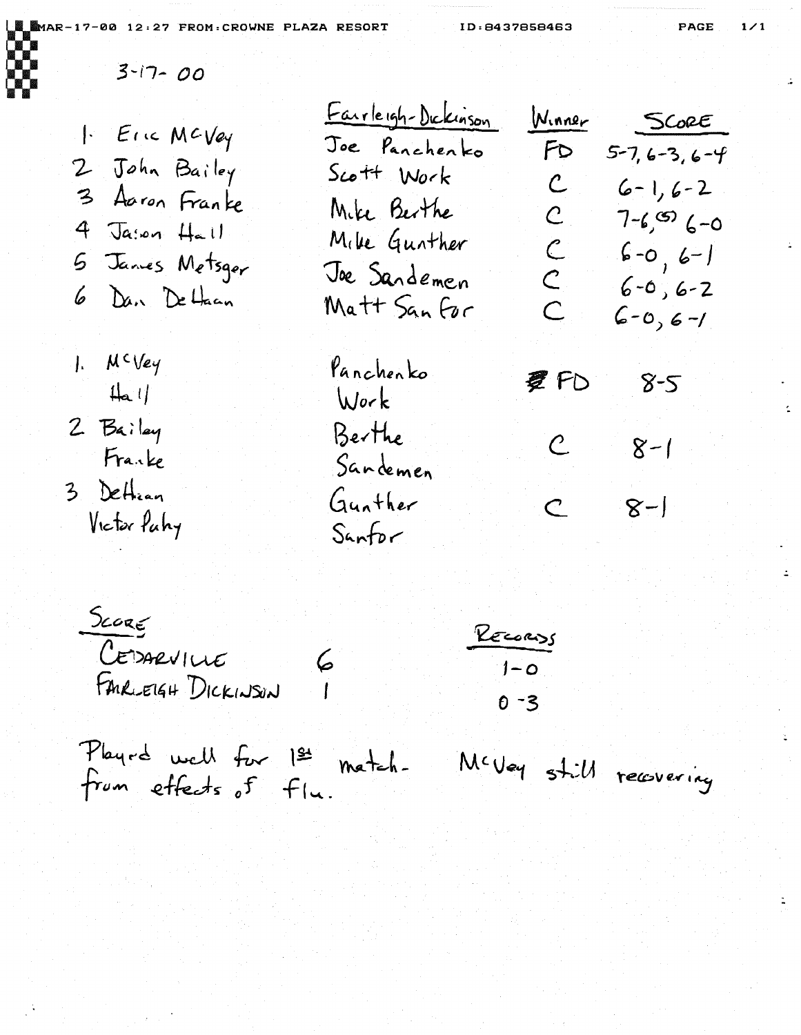3-17-00

| | Fairleigh-Dickinson | Winner | Score |
|---|---|---|---|
| 1. Eric McVey | Joe Panchenko | FD | 5-7, 6-3, 6-4 |
| 2 John Bailey | Scott Work | C | 6-1, 6-2 |
| 3 Aaron Franke | Mike Berthe | C | 7-6,(5) 6-0 |
| 4 Jason Hall | Mike Gunther | C | 6-0, 6-1 |
| 5 James Metsger | Joe Sandemen | C | 6-0, 6-2 |
| 6 Dan DeHaan | Matt Sanfor | C | 6-0, 6-1 |

| | | | |
|---|---|---|---|
| 1. McVey<br>Hall | Panchenko<br>Work | FD | 8-5 |
| 2 Bailey<br>Franke | Berthe<br>Sandemen | C | 8-1 |
| 3 DeHaan<br>Victor Puhy | Gunther<br>Sanfor | C | 8-1 |

| Score | | Records |
|---|---|---|
| Cedarville | 6 | 1-0 |
| Fairleigh Dickinson | 1 | 0-3 |

Played well for 1st match - McVey still recovering from effects of flu.